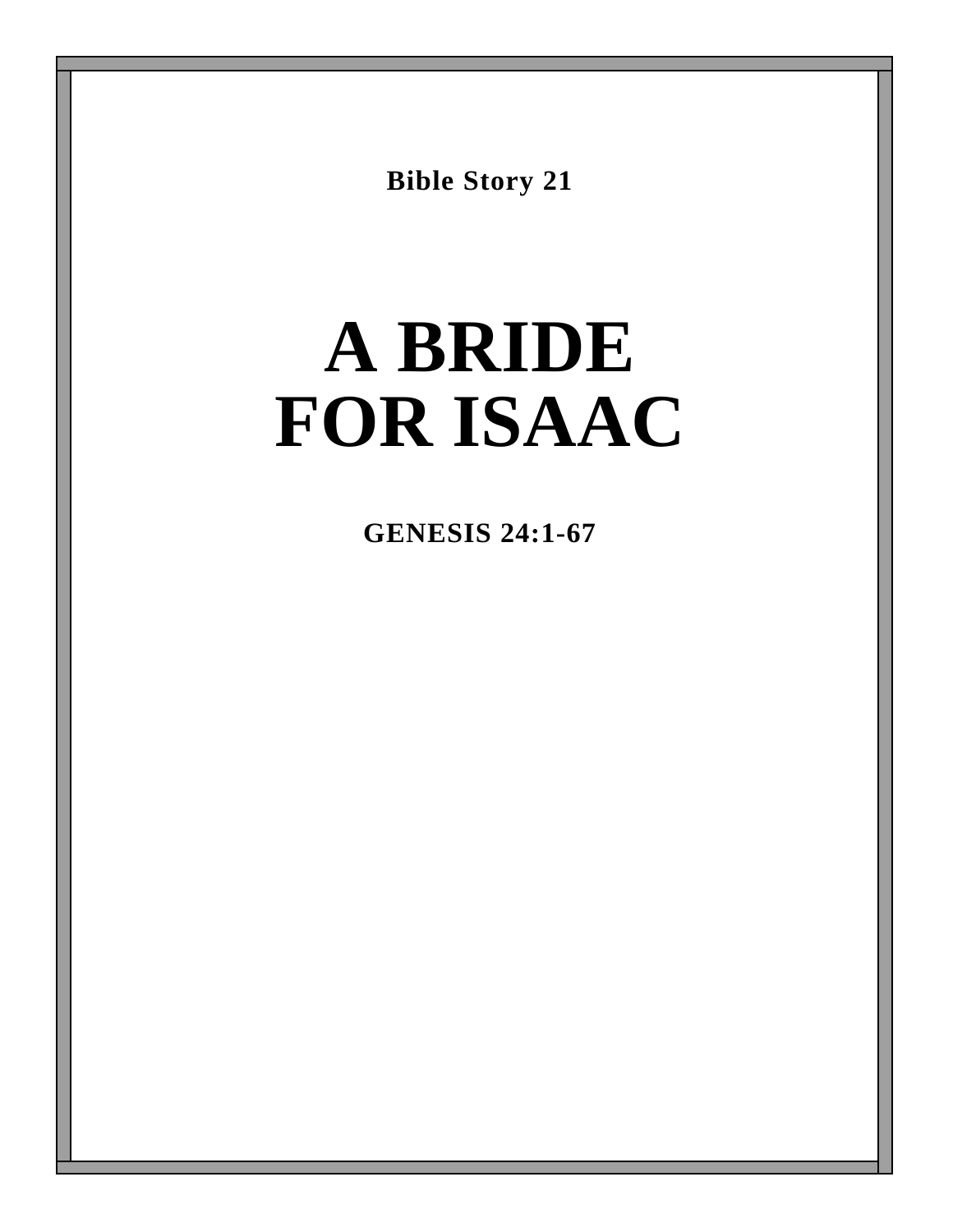**Bible Story 21**

# A BRIDE FOR ISAAC

**GENESIS 24:1-67**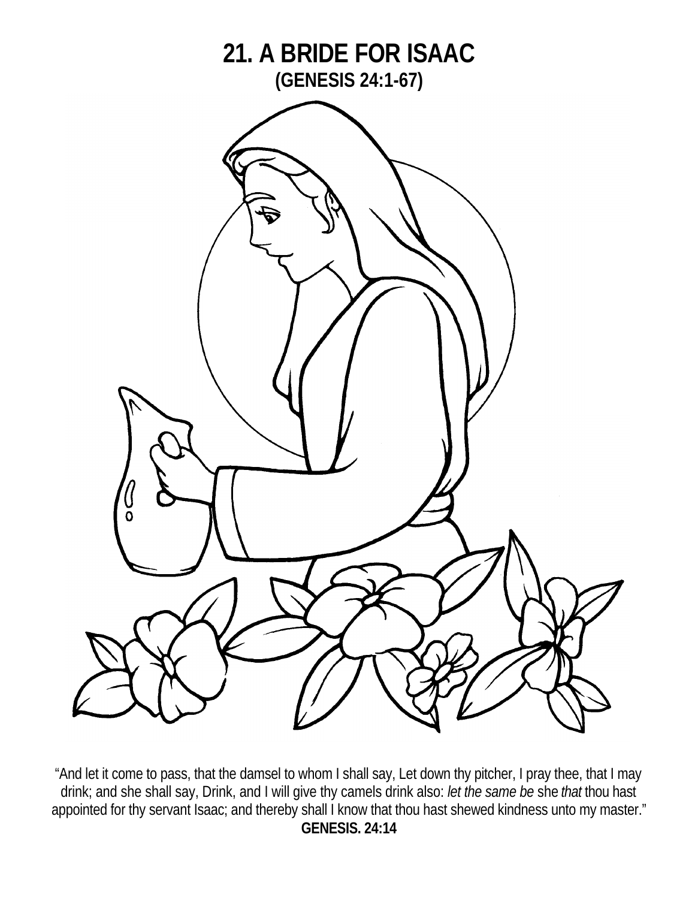# 21. A BRIDE FOR ISAAC

## (GENESIS 24:1-67)

"And let it come to pass, that the damsel to whom I shall say, Let down thy pitcher, I pray thee, that I may drink; and she shall say, Drink, and I will give thy camels drink also: *let the same be* she *that* thou hast appointed for thy servant Isaac; and thereby shall I know that thou hast shewed kindness unto my master."

**GENESIS. 24:14**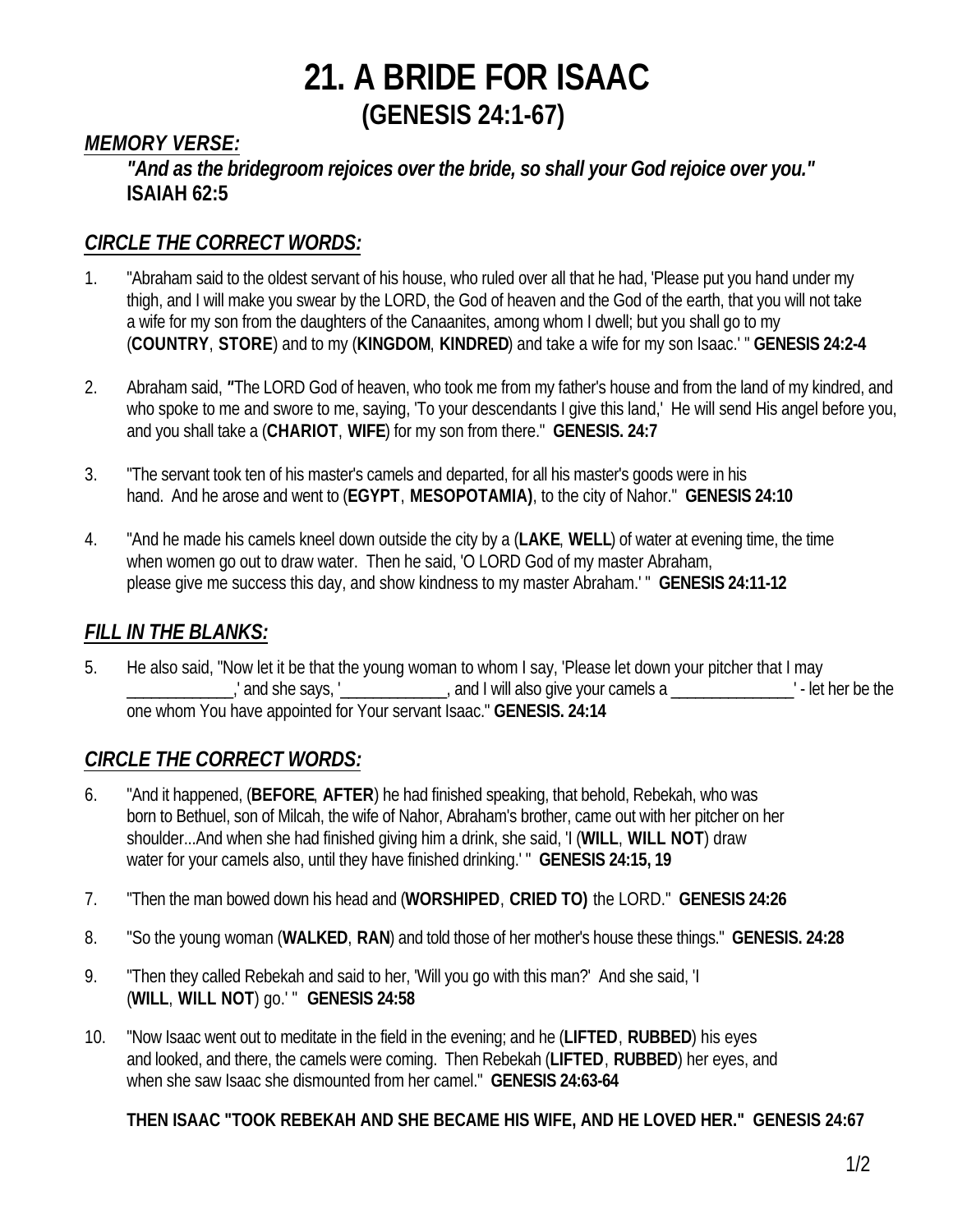# 21. A BRIDE FOR ISAAC
## (GENESIS 24:1-67)

***MEMORY VERSE:***

***"And as the bridegroom rejoices over the bride, so shall your God rejoice over you."***
**ISAIAH 62:5**

## ***CIRCLE THE CORRECT WORDS:***

1. "Abraham said to the oldest servant of his house, who ruled over all that he had, 'Please put you hand under my thigh, and I will make you swear by the LORD, the God of heaven and the God of the earth, that you will not take a wife for my son from the daughters of the Canaanites, among whom I dwell; but you shall go to my (**COUNTRY**, **STORE**) and to my (**KINGDOM**, **KINDRED**) and take a wife for my son Isaac.' " **GENESIS 24:2-4**

2. Abraham said, ***"***The LORD God of heaven, who took me from my father's house and from the land of my kindred, and who spoke to me and swore to me, saying, 'To your descendants I give this land,' He will send His angel before you, and you shall take a (**CHARIOT**, **WIFE**) for my son from there." **GENESIS. 24:7**

3. "The servant took ten of his master's camels and departed, for all his master's goods were in his hand. And he arose and went to (**EGYPT**, **MESOPOTAMIA)**, to the city of Nahor." **GENESIS 24:10**

4. "And he made his camels kneel down outside the city by a (**LAKE**, **WELL**) of water at evening time, the time when women go out to draw water. Then he said, 'O LORD God of my master Abraham, please give me success this day, and show kindness to my master Abraham.' " **GENESIS 24:11-12**

## ***FILL IN THE BLANKS:***

5. He also said, "Now let it be that the young woman to whom I say, 'Please let down your pitcher that I may _____________,' and she says, '_____________, and I will also give your camels a _______________' - let her be the one whom You have appointed for Your servant Isaac." **GENESIS. 24:14**

## ***CIRCLE THE CORRECT WORDS:***

6. "And it happened, (**BEFORE**, **AFTER**) he had finished speaking, that behold, Rebekah, who was born to Bethuel, son of Milcah, the wife of Nahor, Abraham's brother, came out with her pitcher on her shoulder...And when she had finished giving him a drink, she said, 'I (**WILL**, **WILL NOT**) draw water for your camels also, until they have finished drinking.' " **GENESIS 24:15, 19**

7. "Then the man bowed down his head and (**WORSHIPED**, **CRIED TO)** the LORD." **GENESIS 24:26**

8. "So the young woman (**WALKED**, **RAN**) and told those of her mother's house these things." **GENESIS. 24:28**

9. "Then they called Rebekah and said to her, 'Will you go with this man?' And she said, 'I (**WILL**, **WILL NOT**) go.' " **GENESIS 24:58**

10. "Now Isaac went out to meditate in the field in the evening; and he (**LIFTED**, **RUBBED**) his eyes and looked, and there, the camels were coming. Then Rebekah (**LIFTED**, **RUBBED**) her eyes, and when she saw Isaac she dismounted from her camel." **GENESIS 24:63-64**

**THEN ISAAC "TOOK REBEKAH AND SHE BECAME HIS WIFE, AND HE LOVED HER." GENESIS 24:67**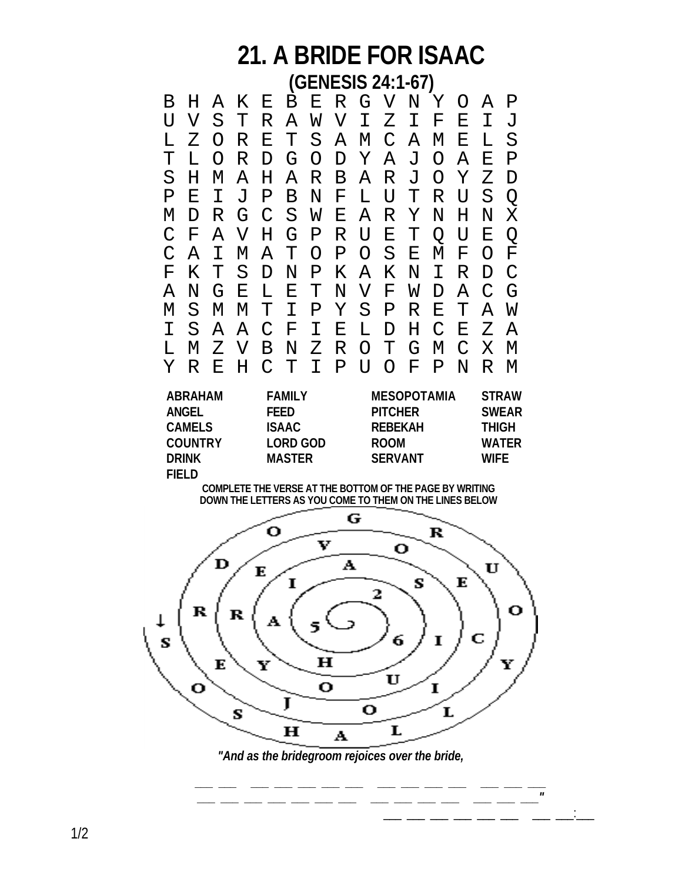# 21. A BRIDE FOR ISAAC

## (GENESIS 24:1-67)

```
B H A K E B E R G V N Y O A P
U V S T R A W V I Z I F E I J
L Z O R E T S A M C A M E L S
T L O R D G O D Y A J O A E P
S H M A H A R B A R J O Y Z D
P E I J P B N F L U T R U S Q
M D R G C S W E A R Y N H N X
C F A V H G P R U E T Q U E Q
C A I M A T O P O S E M F O F
F K T S D N P K A K N I R D C
A N G E L E T N V F W D A C G
M S M M T I P Y S P R E T A W
I S A A C F I E L D H C E Z A
L M Z V B N Z R O T G M C X M
Y R E H C T I P U O F P N R M
```

| | | | |
|---|---|---|---|
| ABRAHAM | FAMILY | MESOPOTAMIA | STRAW |
| ANGEL | FEED | PITCHER | SWEAR |
| CAMELS | ISAAC | REBEKAH | THIGH |
| COUNTRY | LORD GOD | ROOM | WATER |
| DRINK | MASTER | SERVANT | WIFE |
| FIELD | | | |

**COMPLETE THE VERSE AT THE BOTTOM OF THE PAGE BY WRITING DOWN THE LETTERS AS YOU COME TO THEM ON THE LINES BELOW**

*"And as the bridegroom rejoices over the bride,*

___ ___ ___ ___ ___ ___ ___ ___ ___ ___ ___ ___ ___ ___ ___ ___ ___

___ ___ ___ ___ ___ ___ ___ ___ ___ ___ ___ ___ ___ ___ ___ ___"

___ ___ ___ ___ ___ ___ ___ ___:___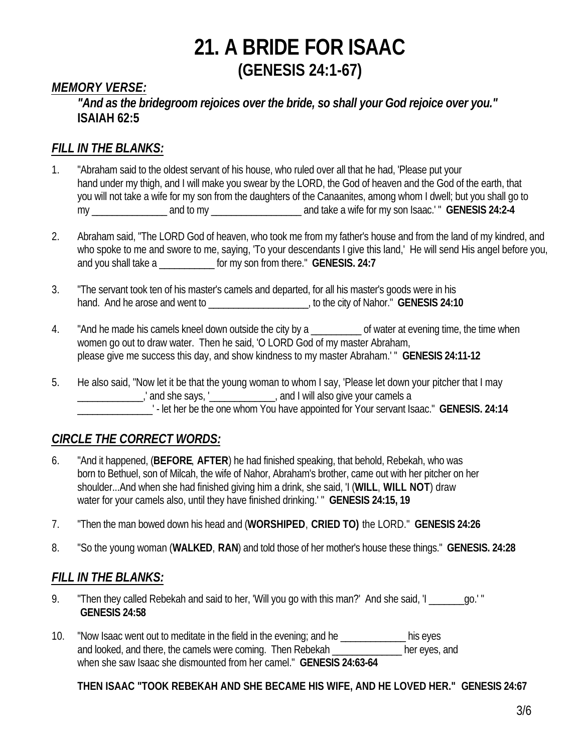# 21. A BRIDE FOR ISAAC
## (GENESIS 24:1-67)

***MEMORY VERSE:***

> ***"And as the bridegroom rejoices over the bride, so shall your God rejoice over you."***
> **ISAIAH 62:5**

## ***FILL IN THE BLANKS:***

1. "Abraham said to the oldest servant of his house, who ruled over all that he had, 'Please put your hand under my thigh, and I will make you swear by the LORD, the God of heaven and the God of the earth, that you will not take a wife for my son from the daughters of the Canaanites, among whom I dwell; but you shall go to my _______________ and to my __________________ and take a wife for my son Isaac.' " **GENESIS 24:2-4**

2. Abraham said, "The LORD God of heaven, who took me from my father's house and from the land of my kindred, and who spoke to me and swore to me, saying, 'To your descendants I give this land,' He will send His angel before you, and you shall take a ___________ for my son from there." **GENESIS. 24:7**

3. "The servant took ten of his master's camels and departed, for all his master's goods were in his hand. And he arose and went to ____________________, to the city of Nahor." **GENESIS 24:10**

4. "And he made his camels kneel down outside the city by a __________ of water at evening time, the time when women go out to draw water. Then he said, 'O LORD God of my master Abraham, please give me success this day, and show kindness to my master Abraham.' " **GENESIS 24:11-12**

5. He also said, "Now let it be that the young woman to whom I say, 'Please let down your pitcher that I may _____________,' and she says, '_____________, and I will also give your camels a _______________' - let her be the one whom You have appointed for Your servant Isaac." **GENESIS. 24:14**

## ***CIRCLE THE CORRECT WORDS:***

6. "And it happened, (**BEFORE**, **AFTER**) he had finished speaking, that behold, Rebekah, who was born to Bethuel, son of Milcah, the wife of Nahor, Abraham's brother, came out with her pitcher on her shoulder...And when she had finished giving him a drink, she said, 'I (**WILL**, **WILL NOT**) draw water for your camels also, until they have finished drinking.' " **GENESIS 24:15, 19**

7. "Then the man bowed down his head and (**WORSHIPED**, **CRIED TO)** the LORD." **GENESIS 24:26**

8. "So the young woman (**WALKED**, **RAN**) and told those of her mother's house these things." **GENESIS. 24:28**

## ***FILL IN THE BLANKS:***

9. "Then they called Rebekah and said to her, 'Will you go with this man?' And she said, 'I _______go.' " **GENESIS 24:58**

10. "Now Isaac went out to meditate in the field in the evening; and he _____________ his eyes and looked, and there, the camels were coming. Then Rebekah ______________ her eyes, and when she saw Isaac she dismounted from her camel." **GENESIS 24:63-64**

**THEN ISAAC "TOOK REBEKAH AND SHE BECAME HIS WIFE, AND HE LOVED HER." GENESIS 24:67**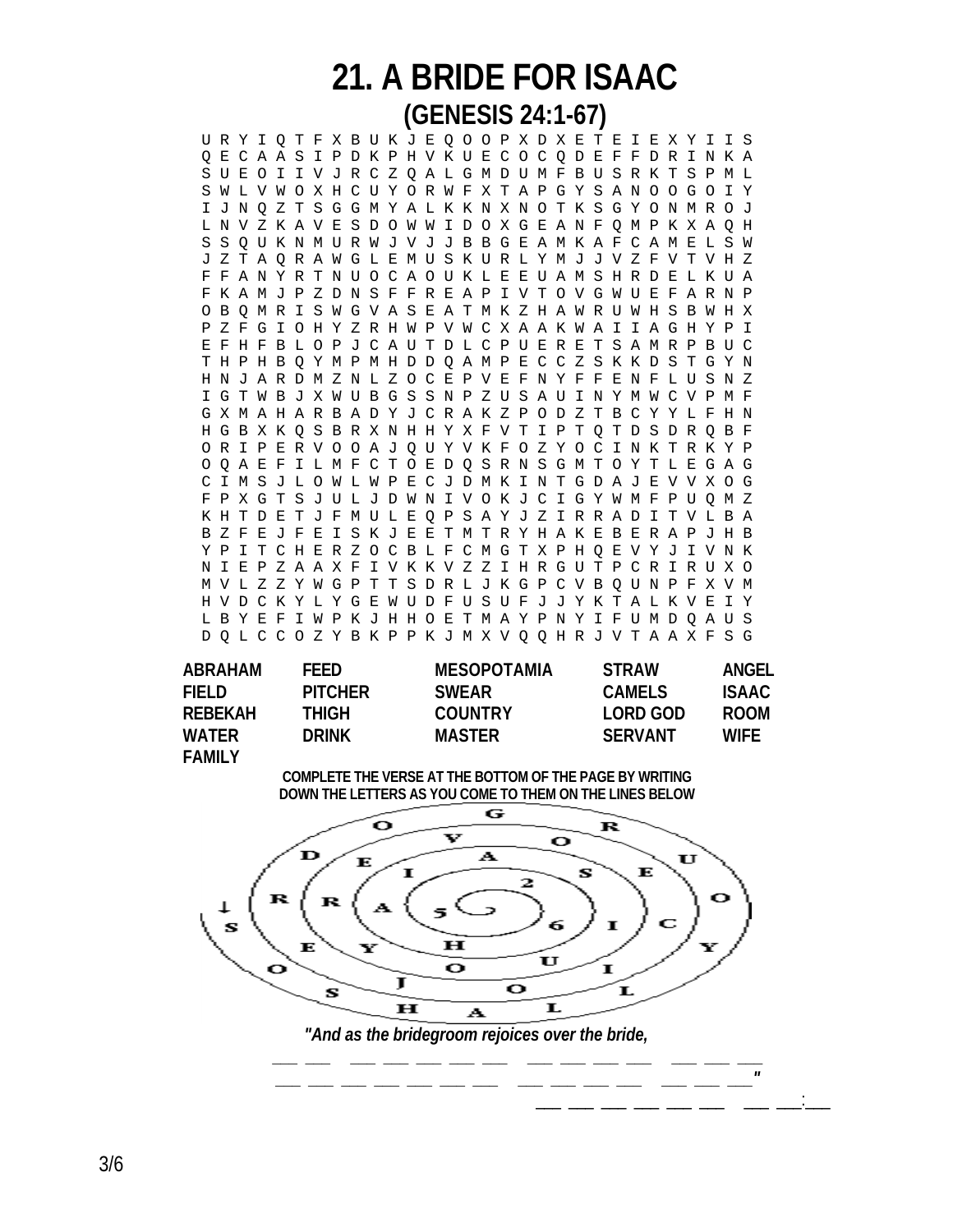# 21. A BRIDE FOR ISAAC

## (GENESIS 24:1-67)

```
U R Y I Q T F X B U K J E Q O O P X D X E T E I E X Y I I S
Q E C A A S I P D K P H V K U E C O C Q D E F F D R I N K A
S U E O I I V J R C Z Q A L G M D U M F B U S R K T S P M L
S W L V W O X H C U Y O R W F X T A P G Y S A N O O G O I Y
I J N Q Z T S G G M Y A L K K N X N O T K S G Y O N M R O J
L N V Z K A V E S D O W W I D O X G E A N F Q M P K X A Q H
S S Q U K N M U R W J V J J B B G E A M K A F C A M E L S W
J Z T A Q R A W G L E M U S K U R L Y M J J V Z F V T V H Z
F F A N Y R T N U O C A O U K L E E U A M S H R D E L K U A
F K A M J P Z D N S F F R E A P I V T O V G W U E F A R N P
O B Q M R I S W G V A S E A T M K Z H A W R U W H S B W H X
P Z F G I O H Y Z R H W P V W C X A A K W A I I A G H Y P I
E F H F B L O P J C A U T D L C P U E R E T S A M R P B U C
T H P H B Q Y M P M H D D Q A M P E C C Z S K K D S T G Y N
H N J A R D M Z N L Z O C E P V E F N Y F F E N F L U S N Z
I G T W B J X W U B G S S N P Z U S A U I N Y M W C V P M F
G X M A H A R B A D Y J C R A K Z P O D Z T B C Y Y L F H N
H G B X K Q S B R X N H H Y X F V T I P T Q T D S D R Q B F
O R I P E R V O O A J Q U Y V K F O Z Y O C I N K T R K Y P
O Q A E F I L M F C T O E D Q S R N S G M T O Y T L E G A G
C I M S J L O W L W P E C J D M K I N T G D A J E V V X O G
F P X G T S J U L J D W N I V O K J C I G Y W M F P U Q M Z
K H T D E T J F M U L E Q P S A Y J Z I R R A D I T V L B A
B Z F E J F E I S K J E E T M T R Y H A K E B E R A P J H B
Y P I T C H E R Z O C B L F C M G T X P H Q E V Y J I V N K
N I E P Z A A X F I V K K V Z Z I H R G U T P C R I R U X O
M V L Z Z Y W G P T T S D R L J K G P C V B Q U N P F X V M
H V D C K Y L Y G E W U D F U S U F J J Y K T A L K V E I Y
L B Y E F I W P K J H H O E T M A Y P N Y I F U M D Q A U S
D Q L C C O Z Y B K P P K J M X V Q Q H R J V T A A X F S G
```

| | | | | |
|---|---|---|---|---|
| ABRAHAM | FEED | MESOPOTAMIA | STRAW | ANGEL |
| FIELD | PITCHER | SWEAR | CAMELS | ISAAC |
| REBEKAH | THIGH | COUNTRY | LORD GOD | ROOM |
| WATER | DRINK | MASTER | SERVANT | WIFE |
| FAMILY | | | | |

**COMPLETE THE VERSE AT THE BOTTOM OF THE PAGE BY WRITING DOWN THE LETTERS AS YOU COME TO THEM ON THE LINES BELOW**

*"And as the bridegroom rejoices over the bride,*

___ ___ ___ ___ ___ ___ ___ ___ ___ ___ ___ ___ ___ ___

___ ___ ___ ___ ___ ___ ___ ___ ___ ___ ___ ___ ___ ___"

___ ___ ___ ___ ___ ___ ___ ___:___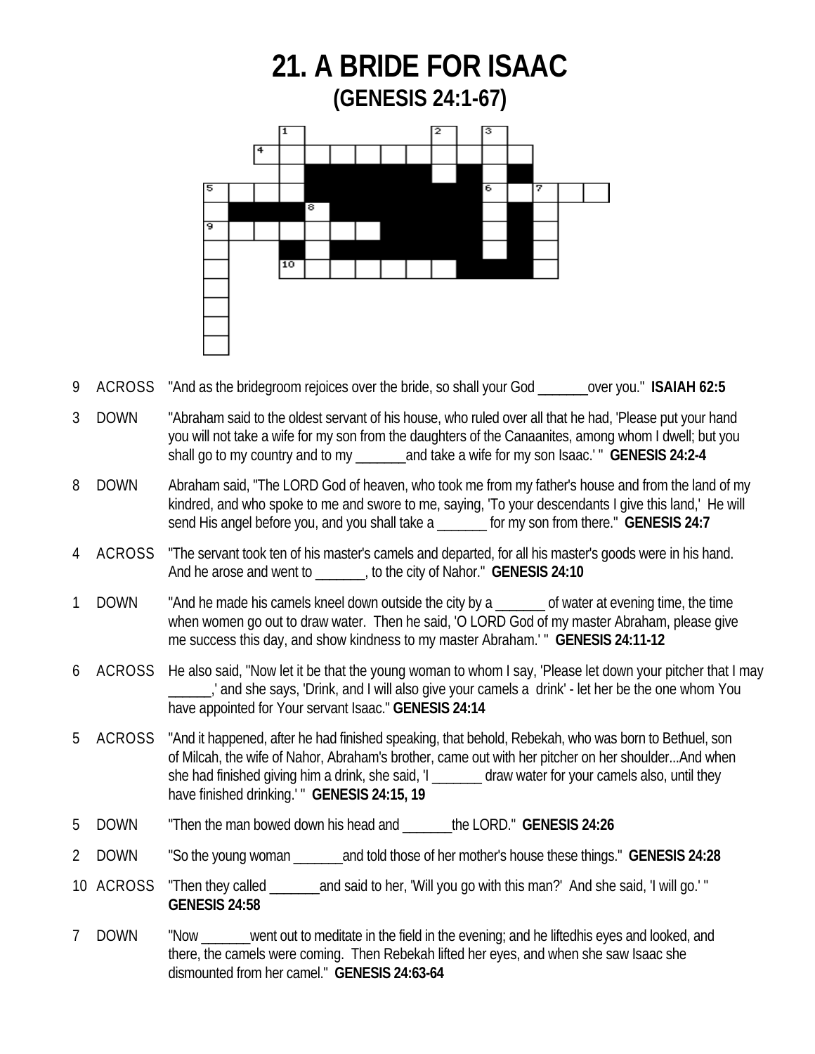# 21. A BRIDE FOR ISAAC

## (GENESIS 24:1-67)

9 ACROSS "And as the bridegroom rejoices over the bride, so shall your God _______over you." **ISAIAH 62:5**

3 DOWN "Abraham said to the oldest servant of his house, who ruled over all that he had, 'Please put your hand you will not take a wife for my son from the daughters of the Canaanites, among whom I dwell; but you shall go to my country and to my _______and take a wife for my son Isaac.' " **GENESIS 24:2-4**

8 DOWN Abraham said, "The LORD God of heaven, who took me from my father's house and from the land of my kindred, and who spoke to me and swore to me, saying, 'To your descendants I give this land,' He will send His angel before you, and you shall take a _______ for my son from there." **GENESIS 24:7**

4 ACROSS "The servant took ten of his master's camels and departed, for all his master's goods were in his hand. And he arose and went to _______, to the city of Nahor." **GENESIS 24:10**

1 DOWN "And he made his camels kneel down outside the city by a _______ of water at evening time, the time when women go out to draw water. Then he said, 'O LORD God of my master Abraham, please give me success this day, and show kindness to my master Abraham.' " **GENESIS 24:11-12**

6 ACROSS He also said, "Now let it be that the young woman to whom I say, 'Please let down your pitcher that I may ______,' and she says, 'Drink, and I will also give your camels a drink' - let her be the one whom You have appointed for Your servant Isaac." **GENESIS 24:14**

5 ACROSS "And it happened, after he had finished speaking, that behold, Rebekah, who was born to Bethuel, son of Milcah, the wife of Nahor, Abraham's brother, came out with her pitcher on her shoulder...And when she had finished giving him a drink, she said, 'I _______ draw water for your camels also, until they have finished drinking.' " **GENESIS 24:15, 19**

5 DOWN "Then the man bowed down his head and _______the LORD." **GENESIS 24:26**

2 DOWN "So the young woman _______and told those of her mother's house these things." **GENESIS 24:28**

10 ACROSS "Then they called _______and said to her, 'Will you go with this man?' And she said, 'I will go.' " **GENESIS 24:58**

7 DOWN "Now _______went out to meditate in the field in the evening; and he liftedhis eyes and looked, and there, the camels were coming. Then Rebekah lifted her eyes, and when she saw Isaac she dismounted from her camel." **GENESIS 24:63-64**